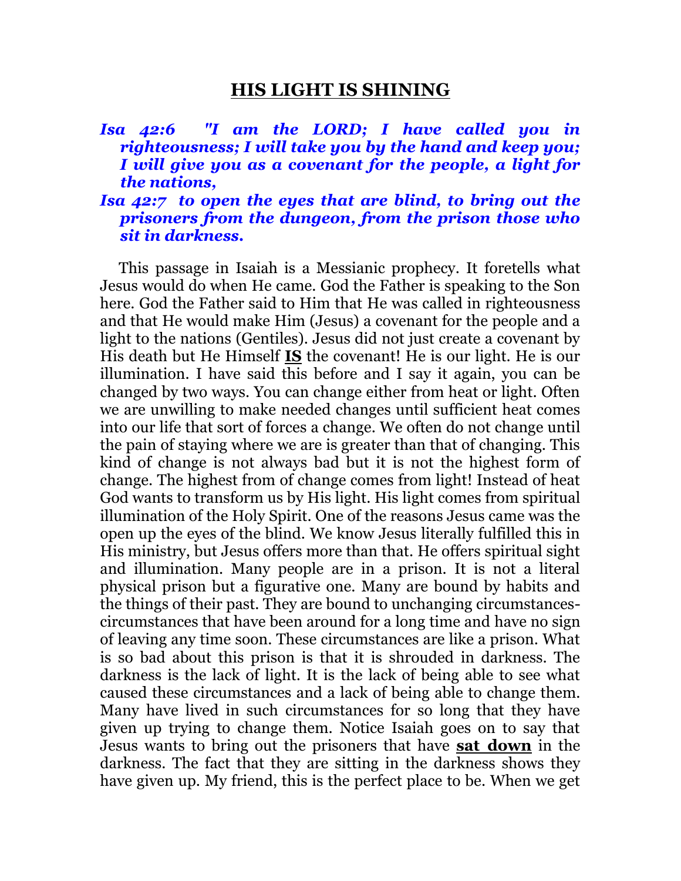# HIS LIGHT IS SHINING

***Isa 42:6 "I am the LORD; I have called you in righteousness; I will take you by the hand and keep you; I will give you as a covenant for the people, a light for the nations,***

***Isa 42:7 to open the eyes that are blind, to bring out the prisoners from the dungeon, from the prison those who sit in darkness.***

This passage in Isaiah is a Messianic prophecy. It foretells what Jesus would do when He came. God the Father is speaking to the Son here. God the Father said to Him that He was called in righteousness and that He would make Him (Jesus) a covenant for the people and a light to the nations (Gentiles). Jesus did not just create a covenant by His death but He Himself **IS** the covenant! He is our light. He is our illumination. I have said this before and I say it again, you can be changed by two ways. You can change either from heat or light. Often we are unwilling to make needed changes until sufficient heat comes into our life that sort of forces a change. We often do not change until the pain of staying where we are is greater than that of changing. This kind of change is not always bad but it is not the highest form of change. The highest from of change comes from light! Instead of heat God wants to transform us by His light. His light comes from spiritual illumination of the Holy Spirit. One of the reasons Jesus came was the open up the eyes of the blind. We know Jesus literally fulfilled this in His ministry, but Jesus offers more than that. He offers spiritual sight and illumination. Many people are in a prison. It is not a literal physical prison but a figurative one. Many are bound by habits and the things of their past. They are bound to unchanging circumstances-circumstances that have been around for a long time and have no sign of leaving any time soon. These circumstances are like a prison. What is so bad about this prison is that it is shrouded in darkness. The darkness is the lack of light. It is the lack of being able to see what caused these circumstances and a lack of being able to change them. Many have lived in such circumstances for so long that they have given up trying to change them. Notice Isaiah goes on to say that Jesus wants to bring out the prisoners that have **sat down** in the darkness. The fact that they are sitting in the darkness shows they have given up. My friend, this is the perfect place to be. When we get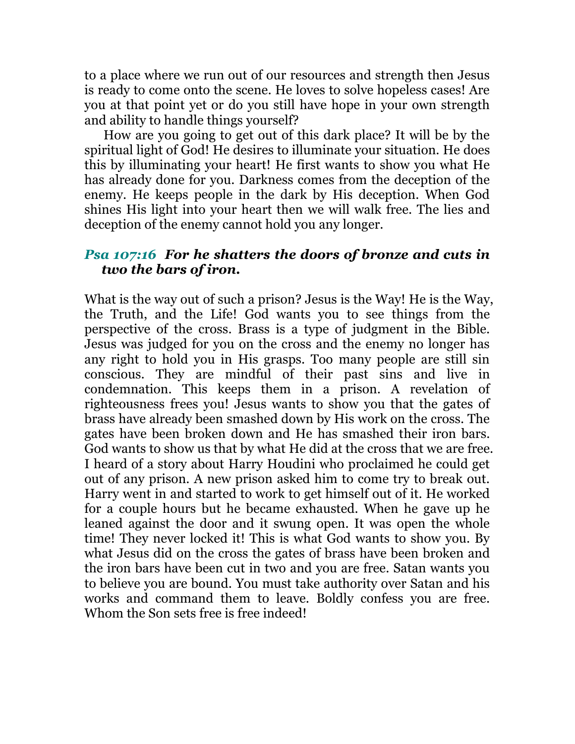to a place where we run out of our resources and strength then Jesus is ready to come onto the scene. He loves to solve hopeless cases! Are you at that point yet or do you still have hope in your own strength and ability to handle things yourself?

How are you going to get out of this dark place? It will be by the spiritual light of God! He desires to illuminate your situation. He does this by illuminating your heart! He first wants to show you what He has already done for you. Darkness comes from the deception of the enemy. He keeps people in the dark by His deception. When God shines His light into your heart then we will walk free. The lies and deception of the enemy cannot hold you any longer.

### *Psa 107:16 For he shatters the doors of bronze and cuts in two the bars of iron.*

What is the way out of such a prison? Jesus is the Way! He is the Way, the Truth, and the Life! God wants you to see things from the perspective of the cross. Brass is a type of judgment in the Bible. Jesus was judged for you on the cross and the enemy no longer has any right to hold you in His grasps. Too many people are still sin conscious. They are mindful of their past sins and live in condemnation. This keeps them in a prison. A revelation of righteousness frees you! Jesus wants to show you that the gates of brass have already been smashed down by His work on the cross. The gates have been broken down and He has smashed their iron bars. God wants to show us that by what He did at the cross that we are free. I heard of a story about Harry Houdini who proclaimed he could get out of any prison. A new prison asked him to come try to break out. Harry went in and started to work to get himself out of it. He worked for a couple hours but he became exhausted. When he gave up he leaned against the door and it swung open. It was open the whole time! They never locked it! This is what God wants to show you. By what Jesus did on the cross the gates of brass have been broken and the iron bars have been cut in two and you are free. Satan wants you to believe you are bound. You must take authority over Satan and his works and command them to leave. Boldly confess you are free. Whom the Son sets free is free indeed!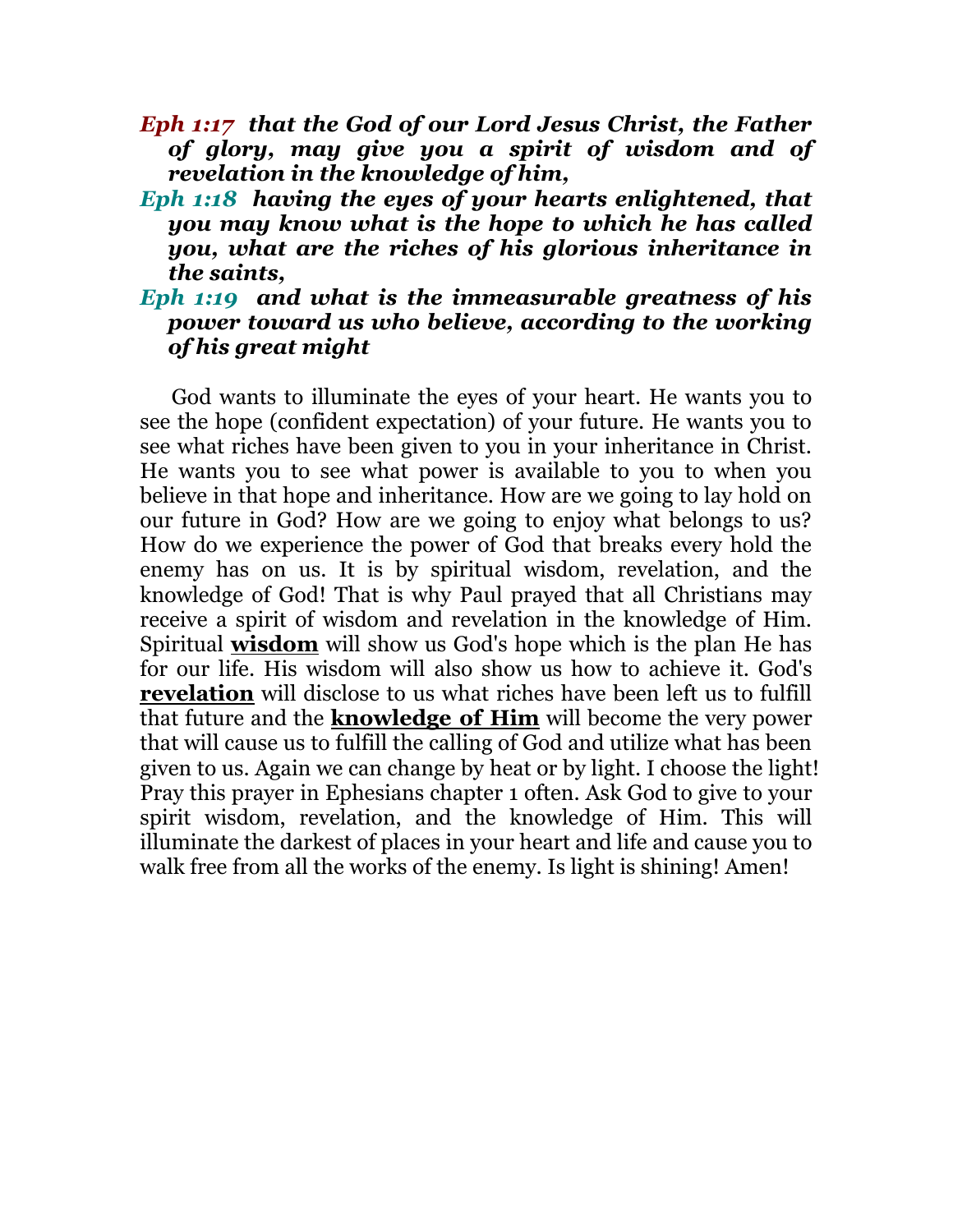***Eph 1:17*** ***that the God of our Lord Jesus Christ, the Father of glory, may give you a spirit of wisdom and of revelation in the knowledge of him,***

***Eph 1:18*** ***having the eyes of your hearts enlightened, that you may know what is the hope to which he has called you, what are the riches of his glorious inheritance in the saints,***

***Eph 1:19*** ***and what is the immeasurable greatness of his power toward us who believe, according to the working of his great might***

God wants to illuminate the eyes of your heart. He wants you to see the hope (confident expectation) of your future. He wants you to see what riches have been given to you in your inheritance in Christ. He wants you to see what power is available to you to when you believe in that hope and inheritance. How are we going to lay hold on our future in God? How are we going to enjoy what belongs to us? How do we experience the power of God that breaks every hold the enemy has on us. It is by spiritual wisdom, revelation, and the knowledge of God! That is why Paul prayed that all Christians may receive a spirit of wisdom and revelation in the knowledge of Him. Spiritual **wisdom** will show us God's hope which is the plan He has for our life. His wisdom will also show us how to achieve it. God's **revelation** will disclose to us what riches have been left us to fulfill that future and the **knowledge of Him** will become the very power that will cause us to fulfill the calling of God and utilize what has been given to us. Again we can change by heat or by light. I choose the light! Pray this prayer in Ephesians chapter 1 often. Ask God to give to your spirit wisdom, revelation, and the knowledge of Him. This will illuminate the darkest of places in your heart and life and cause you to walk free from all the works of the enemy. Is light is shining! Amen!